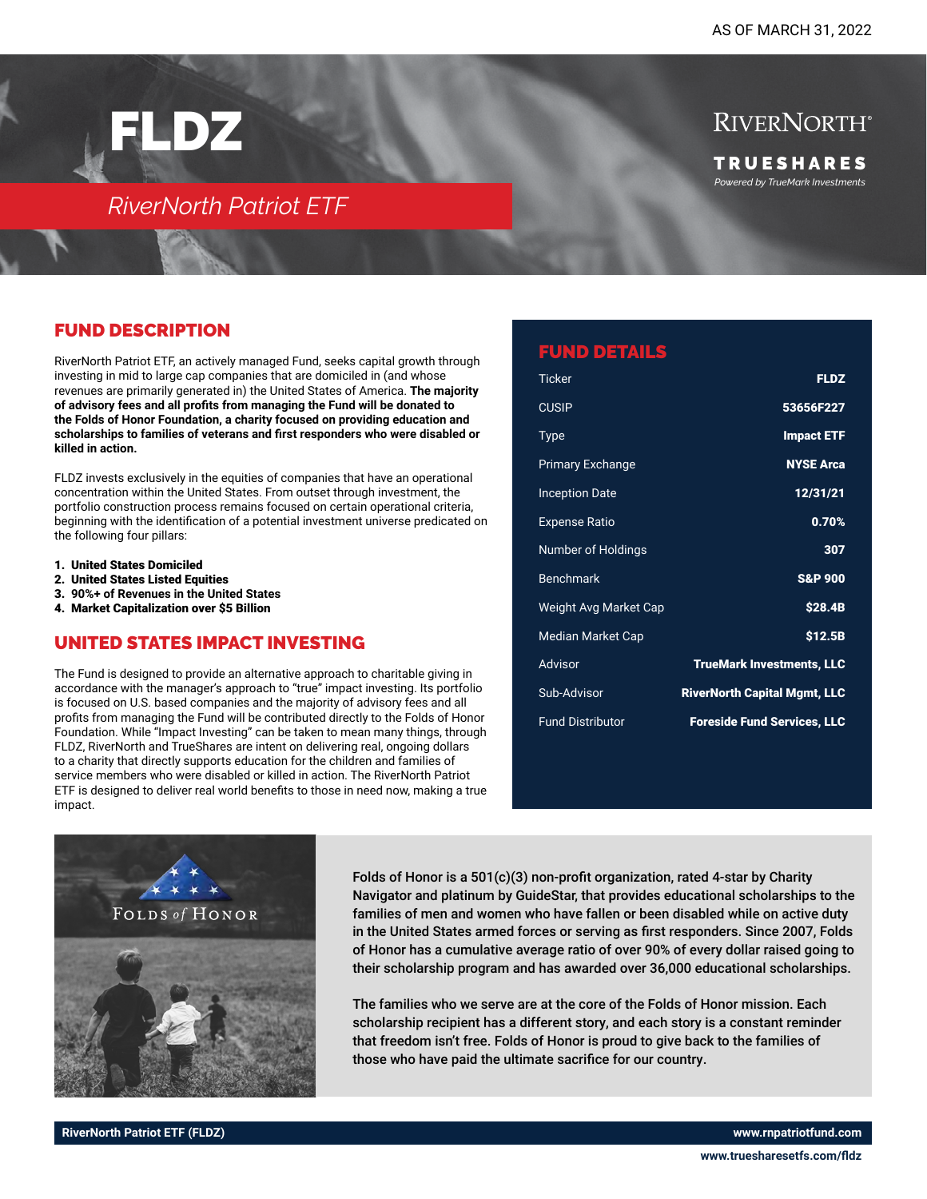AS OF MARCH 31, 2022

# FLDZ

## RiverNorth Patriot ETF

RIVERNORTH®

TRUESHARES

*Powered by TrueMark Investments*

## FUND DESCRIPTION

RiverNorth Patriot ETF, an actively managed Fund, seeks capital growth through investing in mid to large cap companies that are domiciled in (and whose revenues are primarily generated in) the United States of America. **The majority of advisory fees and all profits from managing the Fund will be donated to the Folds of Honor Foundation, a charity focused on providing education and scholarships to families of veterans and first responders who were disabled or killed in action.**

FLDZ invests exclusively in the equities of companies that have an operational concentration within the United States. From outset through investment, the portfolio construction process remains focused on certain operational criteria, beginning with the identification of a potential investment universe predicated on the following four pillars:

1. **United States Domiciled**
2. **United States Listed Equities**
3. **90%+ of Revenues in the United States**
4. **Market Capitalization over $5 Billion**

## UNITED STATES IMPACT INVESTING

The Fund is designed to provide an alternative approach to charitable giving in accordance with the manager's approach to "true" impact investing. Its portfolio is focused on U.S. based companies and the majority of advisory fees and all profits from managing the Fund will be contributed directly to the Folds of Honor Foundation. While "Impact Investing" can be taken to mean many things, through FLDZ, RiverNorth and TrueShares are intent on delivering real, ongoing dollars to a charity that directly supports education for the children and families of service members who were disabled or killed in action. The RiverNorth Patriot ETF is designed to deliver real world benefits to those in need now, making a true impact.

## FUND DETAILS

| | |
|---|---|
| Ticker | **FLDZ** |
| CUSIP | **53656F227** |
| Type | **Impact ETF** |
| Primary Exchange | **NYSE Arca** |
| Inception Date | **12/31/21** |
| Expense Ratio | **0.70%** |
| Number of Holdings | **307** |
| Benchmark | **S&P 900** |
| Weight Avg Market Cap | **$28.4B** |
| Median Market Cap | **$12.5B** |
| Advisor | **TrueMark Investments, LLC** |
| Sub-Advisor | **RiverNorth Capital Mgmt, LLC** |
| Fund Distributor | **Foreside Fund Services, LLC** |

FOLDS *of* HONOR

Folds of Honor is a 501(c)(3) non-profit organization, rated 4-star by Charity Navigator and platinum by GuideStar, that provides educational scholarships to the families of men and women who have fallen or been disabled while on active duty in the United States armed forces or serving as first responders. Since 2007, Folds of Honor has a cumulative average ratio of over 90% of every dollar raised going to their scholarship program and has awarded over 36,000 educational scholarships.

The families who we serve are at the core of the Folds of Honor mission. Each scholarship recipient has a different story, and each story is a constant reminder that freedom isn't free. Folds of Honor is proud to give back to the families of those who have paid the ultimate sacrifice for our country.

**RiverNorth Patriot ETF (FLDZ)** | **www.rnpatriotfund.com**

**www.truesharesetfs.com/fldz**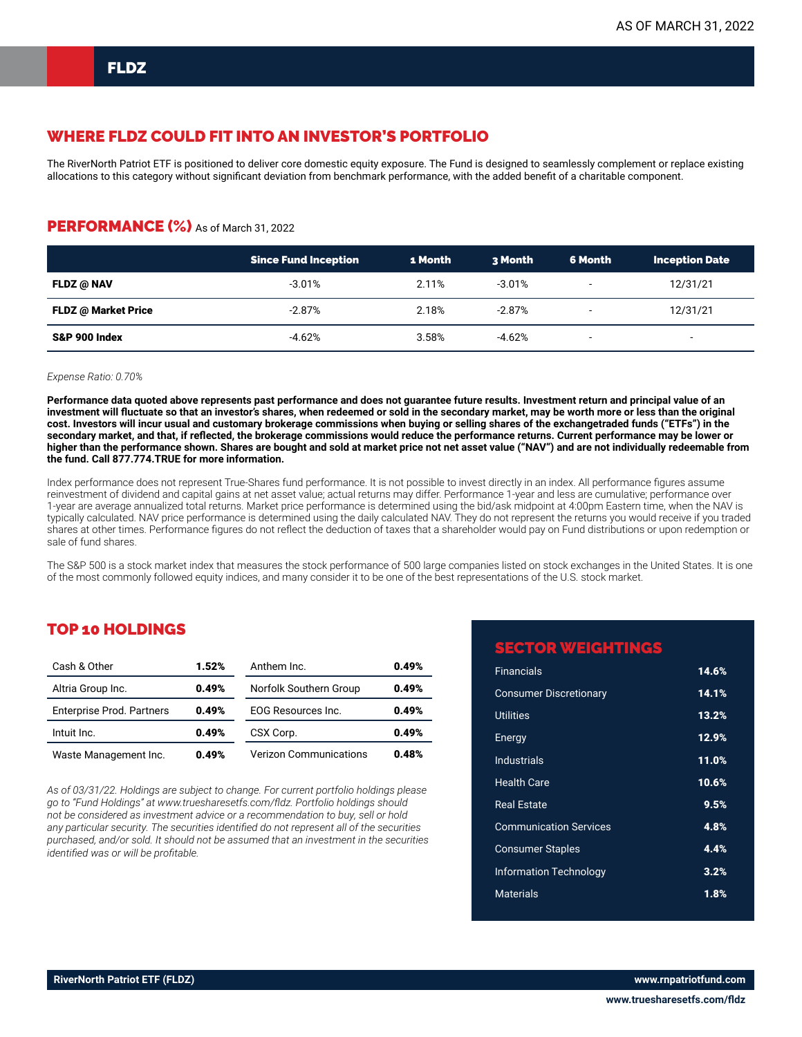# FLDZ

## WHERE FLDZ COULD FIT INTO AN INVESTOR'S PORTFOLIO

The RiverNorth Patriot ETF is positioned to deliver core domestic equity exposure. The Fund is designed to seamlessly complement or replace existing allocations to this category without significant deviation from benchmark performance, with the added benefit of a charitable component.

## PERFORMANCE (%) As of March 31, 2022

| | Since Fund Inception | 1 Month | 3 Month | 6 Month | Inception Date |
|---|---|---|---|---|---|
| **FLDZ @ NAV** | -3.01% | 2.11% | -3.01% | - | 12/31/21 |
| **FLDZ @ Market Price** | -2.87% | 2.18% | -2.87% | - | 12/31/21 |
| **S&P 900 Index** | -4.62% | 3.58% | -4.62% | - | - |

*Expense Ratio: 0.70%*

**Performance data quoted above represents past performance and does not guarantee future results. Investment return and principal value of an investment will fluctuate so that an investor's shares, when redeemed or sold in the secondary market, may be worth more or less than the original cost. Investors will incur usual and customary brokerage commissions when buying or selling shares of the exchangetraded funds ("ETFs") in the secondary market, and that, if reflected, the brokerage commissions would reduce the performance returns. Current performance may be lower or higher than the performance shown. Shares are bought and sold at market price not net asset value ("NAV") and are not individually redeemable from the fund. Call 877.774.TRUE for more information.**

Index performance does not represent True-Shares fund performance. It is not possible to invest directly in an index. All performance figures assume reinvestment of dividend and capital gains at net asset value; actual returns may differ. Performance 1-year and less are cumulative; performance over 1-year are average annualized total returns. Market price performance is determined using the bid/ask midpoint at 4:00pm Eastern time, when the NAV is typically calculated. NAV price performance is determined using the daily calculated NAV. They do not represent the returns you would receive if you traded shares at other times. Performance figures do not reflect the deduction of taxes that a shareholder would pay on Fund distributions or upon redemption or sale of fund shares.

The S&P 500 is a stock market index that measures the stock performance of 500 large companies listed on stock exchanges in the United States. It is one of the most commonly followed equity indices, and many consider it to be one of the best representations of the U.S. stock market.

## TOP 10 HOLDINGS

| Holding | Weight | Holding | Weight |
|---|---|---|---|
| Cash & Other | **1.52%** | Anthem Inc. | **0.49%** |
| Altria Group Inc. | **0.49%** | Norfolk Southern Group | **0.49%** |
| Enterprise Prod. Partners | **0.49%** | EOG Resources Inc. | **0.49%** |
| Intuit Inc. | **0.49%** | CSX Corp. | **0.49%** |
| Waste Management Inc. | **0.49%** | Verizon Communications | **0.48%** |

*As of 03/31/22. Holdings are subject to change. For current portfolio holdings please go to "Fund Holdings" at www.truesharesetfs.com/fldz. Portfolio holdings should not be considered as investment advice or a recommendation to buy, sell or hold any particular security. The securities identified do not represent all of the securities purchased, and/or sold. It should not be assumed that an investment in the securities identified was or will be profitable.*

## SECTOR WEIGHTINGS

| Sector | Weight |
|---|---|
| Financials | **14.6%** |
| Consumer Discretionary | **14.1%** |
| Utilities | **13.2%** |
| Energy | **12.9%** |
| Industrials | **11.0%** |
| Health Care | **10.6%** |
| Real Estate | **9.5%** |
| Communication Services | **4.8%** |
| Consumer Staples | **4.4%** |
| Information Technology | **3.2%** |
| Materials | **1.8%** |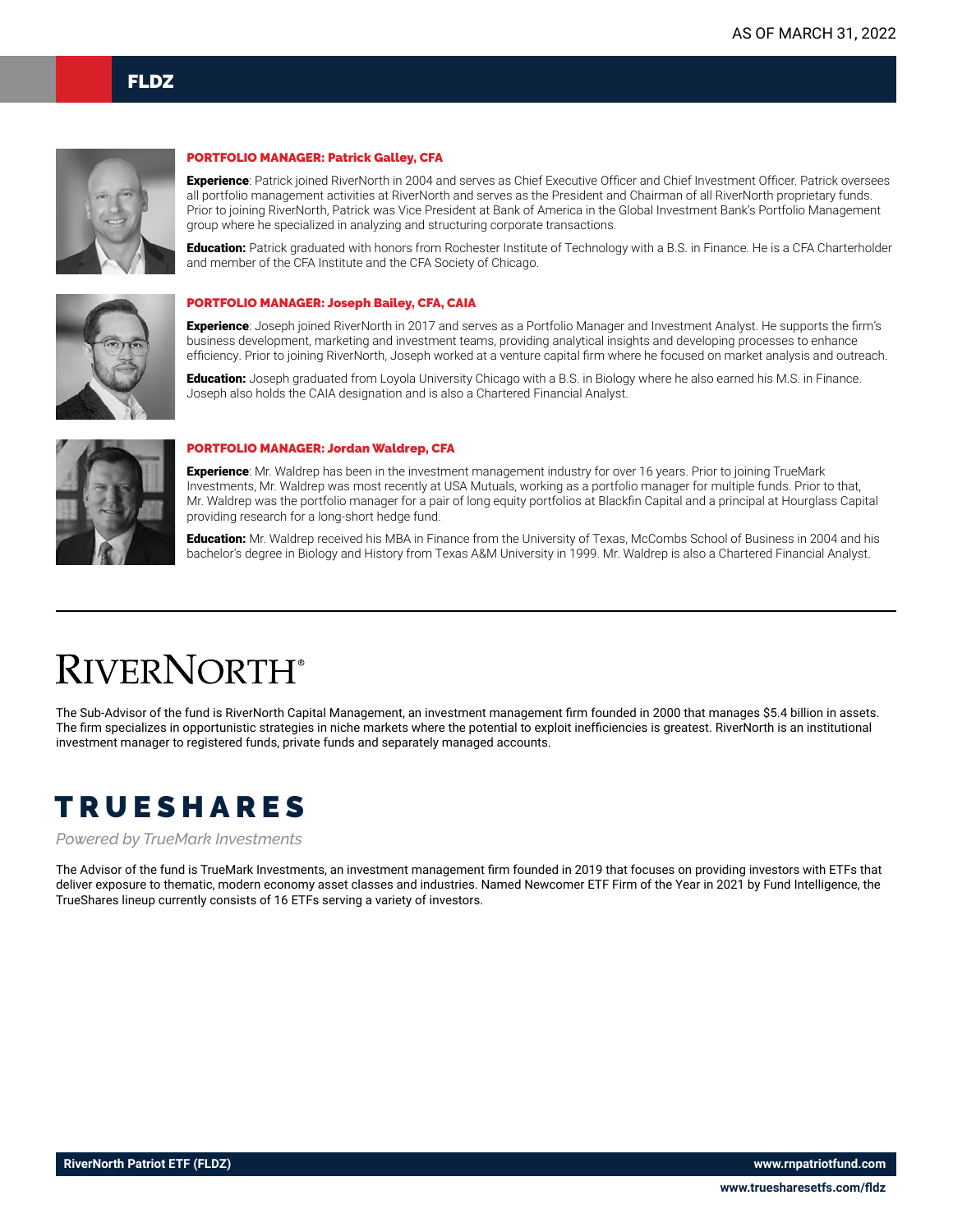AS OF MARCH 31, 2022

# FLDZ

### PORTFOLIO MANAGER: Patrick Galley, CFA

**Experience**: Patrick joined RiverNorth in 2004 and serves as Chief Executive Officer and Chief Investment Officer. Patrick oversees all portfolio management activities at RiverNorth and serves as the President and Chairman of all RiverNorth proprietary funds. Prior to joining RiverNorth, Patrick was Vice President at Bank of America in the Global Investment Bank's Portfolio Management group where he specialized in analyzing and structuring corporate transactions.

**Education:** Patrick graduated with honors from Rochester Institute of Technology with a B.S. in Finance. He is a CFA Charterholder and member of the CFA Institute and the CFA Society of Chicago.

### PORTFOLIO MANAGER: Joseph Bailey, CFA, CAIA

**Experience**: Joseph joined RiverNorth in 2017 and serves as a Portfolio Manager and Investment Analyst. He supports the firm's business development, marketing and investment teams, providing analytical insights and developing processes to enhance efficiency. Prior to joining RiverNorth, Joseph worked at a venture capital firm where he focused on market analysis and outreach.

**Education:** Joseph graduated from Loyola University Chicago with a B.S. in Biology where he also earned his M.S. in Finance. Joseph also holds the CAIA designation and is also a Chartered Financial Analyst.

### PORTFOLIO MANAGER: Jordan Waldrep, CFA

**Experience**: Mr. Waldrep has been in the investment management industry for over 16 years. Prior to joining TrueMark Investments, Mr. Waldrep was most recently at USA Mutuals, working as a portfolio manager for multiple funds. Prior to that, Mr. Waldrep was the portfolio manager for a pair of long equity portfolios at Blackfin Capital and a principal at Hourglass Capital providing research for a long-short hedge fund.

**Education:** Mr. Waldrep received his MBA in Finance from the University of Texas, McCombs School of Business in 2004 and his bachelor's degree in Biology and History from Texas A&M University in 1999. Mr. Waldrep is also a Chartered Financial Analyst.

## RIVERNORTH®

The Sub-Advisor of the fund is RiverNorth Capital Management, an investment management firm founded in 2000 that manages $5.4 billion in assets. The firm specializes in opportunistic strategies in niche markets where the potential to exploit inefficiencies is greatest. RiverNorth is an institutional investment manager to registered funds, private funds and separately managed accounts.

## TRUESHARES

*Powered by TrueMark Investments*

The Advisor of the fund is TrueMark Investments, an investment management firm founded in 2019 that focuses on providing investors with ETFs that deliver exposure to thematic, modern economy asset classes and industries. Named Newcomer ETF Firm of the Year in 2021 by Fund Intelligence, the TrueShares lineup currently consists of 16 ETFs serving a variety of investors.

**RiverNorth Patriot ETF (FLDZ)** **www.rnpatriotfund.com**

**www.truesharesetfs.com/fldz**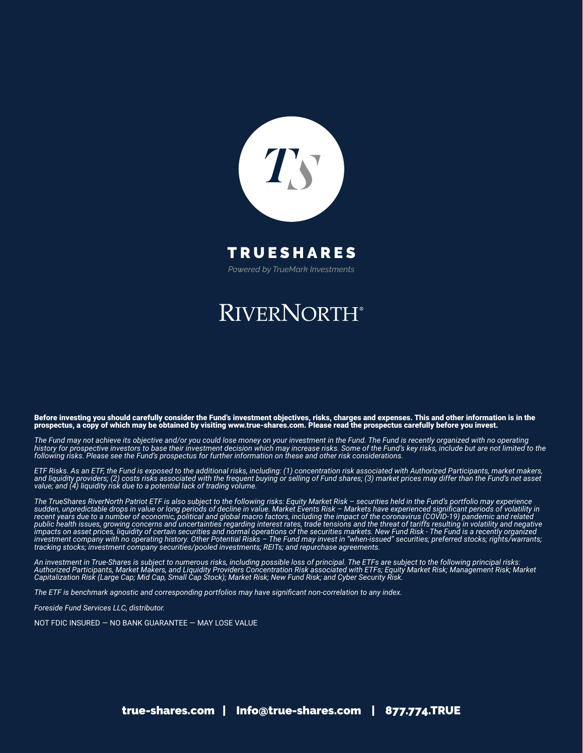TS

TRUESHARES

*Powered by TrueMark Investments*

RIVERNORTH®

**Before investing you should carefully consider the Fund's investment objectives, risks, charges and expenses. This and other information is in the prospectus, a copy of which may be obtained by visiting www.true-shares.com. Please read the prospectus carefully before you invest.**

*The Fund may not achieve its objective and/or you could lose money on your investment in the Fund. The Fund is recently organized with no operating history for prospective investors to base their investment decision which may increase risks. Some of the Fund's key risks, include but are not limited to the following risks. Please see the Fund's prospectus for further information on these and other risk considerations.*

*ETF Risks. As an ETF, the Fund is exposed to the additional risks, including: (1) concentration risk associated with Authorized Participants, market makers, and liquidity providers; (2) costs risks associated with the frequent buying or selling of Fund shares; (3) market prices may differ than the Fund's net asset value; and (4) liquidity risk due to a potential lack of trading volume.*

*The TrueShares RiverNorth Patriot ETF is also subject to the following risks: Equity Market Risk – securities held in the Fund's portfolio may experience sudden, unpredictable drops in value or long periods of decline in value. Market Events Risk – Markets have experienced significant periods of volatility in recent years due to a number of economic, political and global macro factors, including the impact of the coronavirus (COVID-19) pandemic and related public health issues, growing concerns and uncertainties regarding interest rates, trade tensions and the threat of tariffs resulting in volatility and negative impacts on asset prices, liquidity of certain securities and normal operations of the securities markets. New Fund Risk - The Fund is a recently organized investment company with no operating history. Other Potential Risks – The Fund may invest in "when-issued" securities; preferred stocks; rights/warrants; tracking stocks; investment company securities/pooled investments; REITs; and repurchase agreements.*

*An investment in True-Shares is subject to numerous risks, including possible loss of principal. The ETFs are subject to the following principal risks: Authorized Participants, Market Makers, and Liquidity Providers Concentration Risk associated with ETFs; Equity Market Risk; Management Risk; Market Capitalization Risk (Large Cap; Mid Cap, Small Cap Stock); Market Risk; New Fund Risk; and Cyber Security Risk.*

*The ETF is benchmark agnostic and corresponding portfolios may have significant non-correlation to any index.*

*Foreside Fund Services LLC, distributor.*

NOT FDIC INSURED — NO BANK GUARANTEE — MAY LOSE VALUE

**true-shares.com | Info@true-shares.com | 877.774.TRUE**